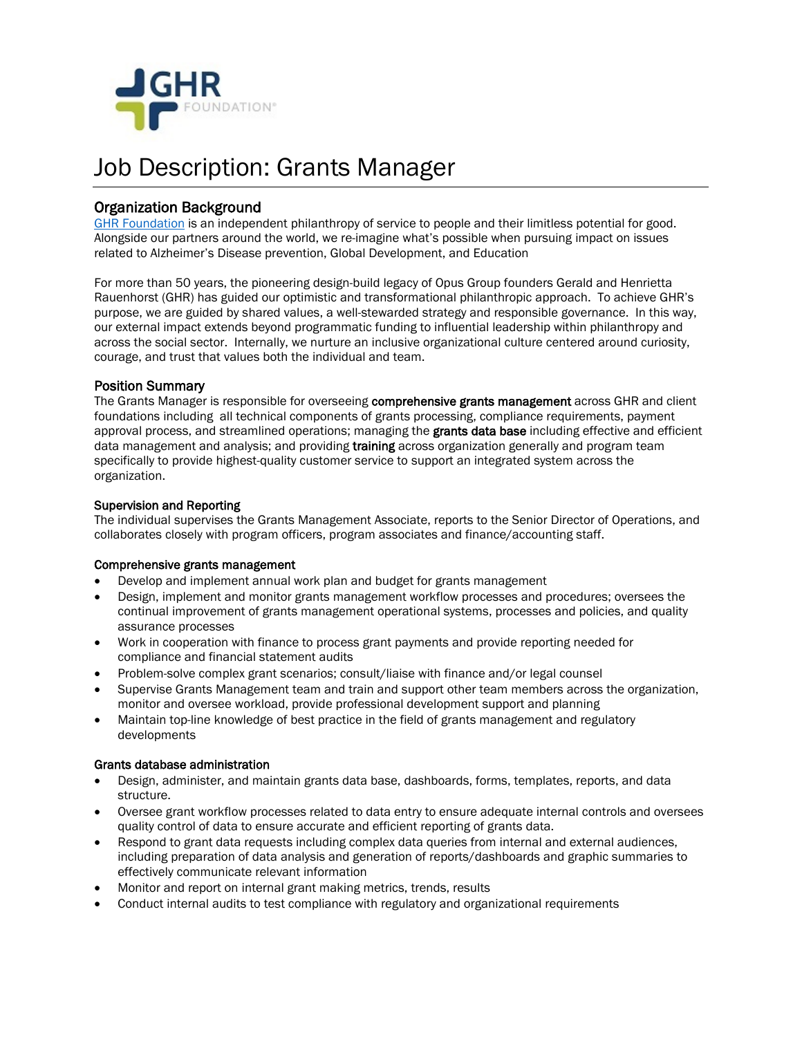# Job Description: Grants Manager

## Organization Background

GHR Foundation is an independent philanthropy of service to people and their limitless potential for good. Alongside our partners around the world, we re-imagine what's possible when pursuing impact on issues related to Alzheimer's Disease prevention, Global Development, and Education

For more than 50 years, the pioneering design-build legacy of Opus Group founders Gerald and Henrietta Rauenhorst (GHR) has guided our optimistic and transformational philanthropic approach. To achieve GHR's purpose, we are guided by shared values, a well-stewarded strategy and responsible governance. In this way, our external impact extends beyond programmatic funding to influential leadership within philanthropy and across the social sector. Internally, we nurture an inclusive organizational culture centered around curiosity, courage, and trust that values both the individual and team.

## Position Summary

The Grants Manager is responsible for overseeing **comprehensive grants management** across GHR and client foundations including all technical components of grants processing, compliance requirements, payment approval process, and streamlined operations; managing the **grants data base** including effective and efficient data management and analysis; and providing **training** across organization generally and program team specifically to provide highest-quality customer service to support an integrated system across the organization.

### Supervision and Reporting

The individual supervises the Grants Management Associate, reports to the Senior Director of Operations, and collaborates closely with program officers, program associates and finance/accounting staff.

### Comprehensive grants management

- Develop and implement annual work plan and budget for grants management
- Design, implement and monitor grants management workflow processes and procedures; oversees the continual improvement of grants management operational systems, processes and policies, and quality assurance processes
- Work in cooperation with finance to process grant payments and provide reporting needed for compliance and financial statement audits
- Problem-solve complex grant scenarios; consult/liaise with finance and/or legal counsel
- Supervise Grants Management team and train and support other team members across the organization, monitor and oversee workload, provide professional development support and planning
- Maintain top-line knowledge of best practice in the field of grants management and regulatory developments

### Grants database administration

- Design, administer, and maintain grants data base, dashboards, forms, templates, reports, and data structure.
- Oversee grant workflow processes related to data entry to ensure adequate internal controls and oversees quality control of data to ensure accurate and efficient reporting of grants data.
- Respond to grant data requests including complex data queries from internal and external audiences, including preparation of data analysis and generation of reports/dashboards and graphic summaries to effectively communicate relevant information
- Monitor and report on internal grant making metrics, trends, results
- Conduct internal audits to test compliance with regulatory and organizational requirements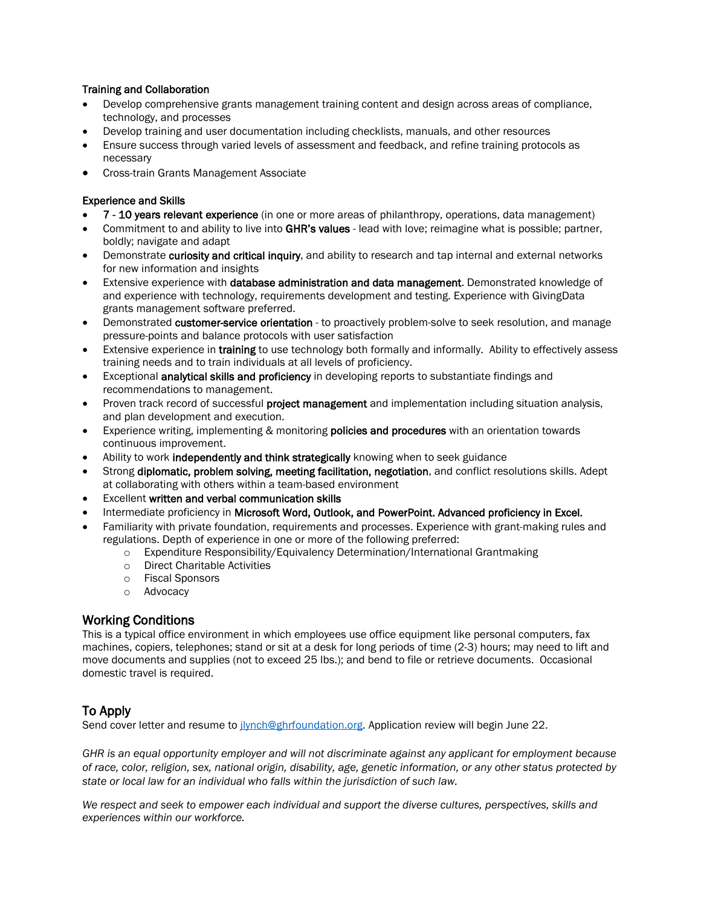**Training and Collaboration**

- Develop comprehensive grants management training content and design across areas of compliance, technology, and processes
- Develop training and user documentation including checklists, manuals, and other resources
- Ensure success through varied levels of assessment and feedback, and refine training protocols as necessary
- Cross-train Grants Management Associate

**Experience and Skills**

- **7 - 10 years relevant experience** (in one or more areas of philanthropy, operations, data management)
- Commitment to and ability to live into **GHR's values** - lead with love; reimagine what is possible; partner, boldly; navigate and adapt
- Demonstrate **curiosity and critical inquiry**, and ability to research and tap internal and external networks for new information and insights
- Extensive experience with **database administration and data management**. Demonstrated knowledge of and experience with technology, requirements development and testing. Experience with GivingData grants management software preferred.
- Demonstrated **customer-service orientation** - to proactively problem-solve to seek resolution, and manage pressure-points and balance protocols with user satisfaction
- Extensive experience in **training** to use technology both formally and informally. Ability to effectively assess training needs and to train individuals at all levels of proficiency.
- Exceptional **analytical skills and proficiency** in developing reports to substantiate findings and recommendations to management.
- Proven track record of successful **project management** and implementation including situation analysis, and plan development and execution.
- Experience writing, implementing & monitoring **policies and procedures** with an orientation towards continuous improvement.
- Ability to work **independently and think strategically** knowing when to seek guidance
- Strong **diplomatic, problem solving, meeting facilitation, negotiation**, and conflict resolutions skills. Adept at collaborating with others within a team-based environment
- Excellent **written and verbal communication skills**
- Intermediate proficiency in **Microsoft Word, Outlook, and PowerPoint. Advanced proficiency in Excel.**
- Familiarity with private foundation, requirements and processes. Experience with grant-making rules and regulations. Depth of experience in one or more of the following preferred:
  - Expenditure Responsibility/Equivalency Determination/International Grantmaking
  - Direct Charitable Activities
  - Fiscal Sponsors
  - Advocacy

## Working Conditions

This is a typical office environment in which employees use office equipment like personal computers, fax machines, copiers, telephones; stand or sit at a desk for long periods of time (2-3) hours; may need to lift and move documents and supplies (not to exceed 25 lbs.); and bend to file or retrieve documents. Occasional domestic travel is required.

## To Apply

Send cover letter and resume to jlynch@ghrfoundation.org. Application review will begin June 22.

*GHR is an equal opportunity employer and will not discriminate against any applicant for employment because of race, color, religion, sex, national origin, disability, age, genetic information, or any other status protected by state or local law for an individual who falls within the jurisdiction of such law.*

*We respect and seek to empower each individual and support the diverse cultures, perspectives, skills and experiences within our workforce.*